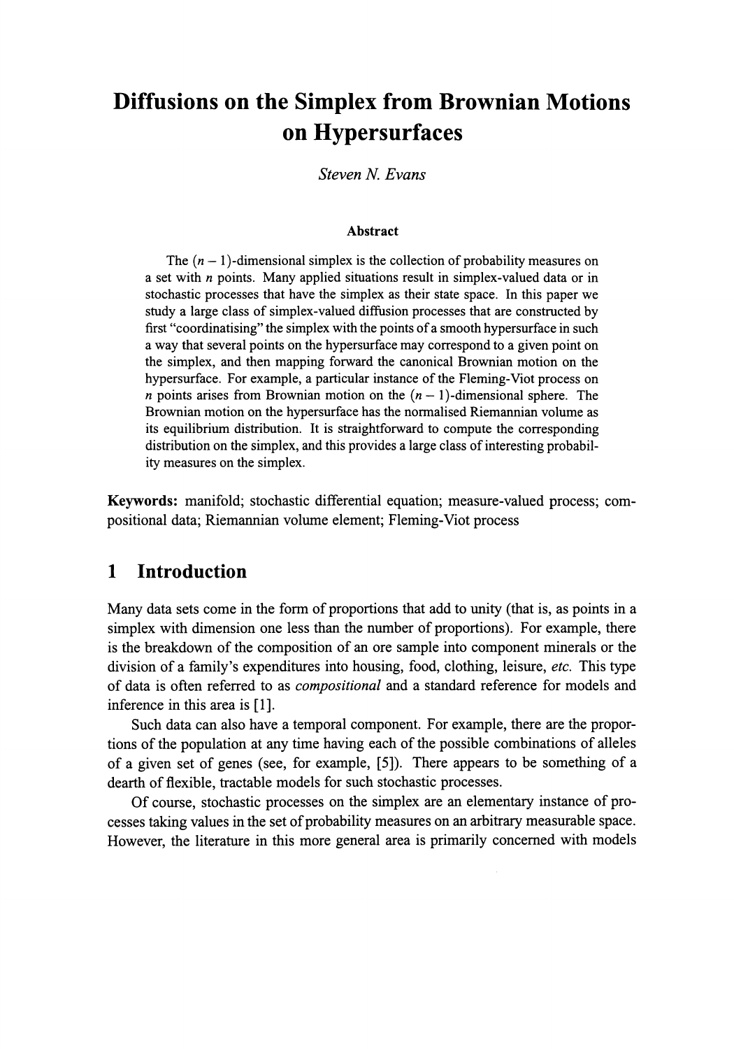# Diffusions on the Simplex from Brownian Motions on Hypersurfaces

*Steven N. Evans*

### Abstract

The $(n-1)$-dimensional simplex is the collection of probability measures on a set with $n$ points. Many applied situations result in simplex-valued data or in stochastic processes that have the simplex as their state space. In this paper we study a large class of simplex-valued diffusion processes that are constructed by first "coordinatising" the simplex with the points of a smooth hypersurface in such a way that several points on the hypersurface may correspond to a given point on the simplex, and then mapping forward the canonical Brownian motion on the hypersurface. For example, a particular instance of the Fleming-Viot process on $n$ points arises from Brownian motion on the $(n-1)$-dimensional sphere. The Brownian motion on the hypersurface has the normalised Riemannian volume as its equilibrium distribution. It is straightforward to compute the corresponding distribution on the simplex, and this provides a large class of interesting probability measures on the simplex.

**Keywords:** manifold; stochastic differential equation; measure-valued process; compositional data; Riemannian volume element; Fleming-Viot process

## 1 Introduction

Many data sets come in the form of proportions that add to unity (that is, as points in a simplex with dimension one less than the number of proportions). For example, there is the breakdown of the composition of an ore sample into component minerals or the division of a family's expenditures into housing, food, clothing, leisure, *etc.* This type of data is often referred to as *compositional* and a standard reference for models and inference in this area is [1].

Such data can also have a temporal component. For example, there are the proportions of the population at any time having each of the possible combinations of alleles of a given set of genes (see, for example, [5]). There appears to be something of a dearth of flexible, tractable models for such stochastic processes.

Of course, stochastic processes on the simplex are an elementary instance of processes taking values in the set of probability measures on an arbitrary measurable space. However, the literature in this more general area is primarily concerned with models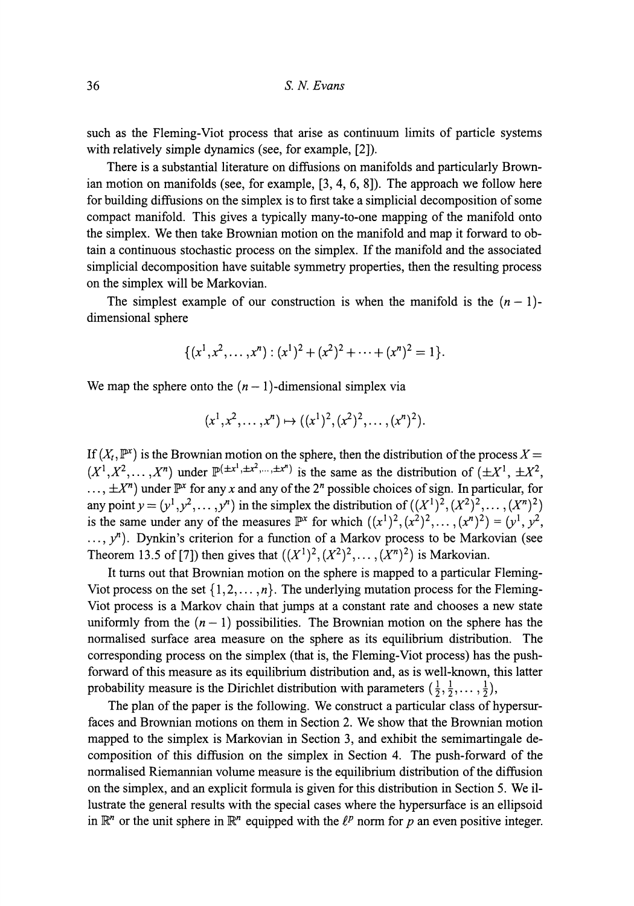such as the Fleming-Viot process that arise as continuum limits of particle systems with relatively simple dynamics (see, for example, [2]).

There is a substantial literature on diffusions on manifolds and particularly Brownian motion on manifolds (see, for example, [3, 4, 6, 8]). The approach we follow here for building diffusions on the simplex is to first take a simplicial decomposition of some compact manifold. This gives a typically many-to-one mapping of the manifold onto the simplex. We then take Brownian motion on the manifold and map it forward to obtain a continuous stochastic process on the simplex. If the manifold and the associated simplicial decomposition have suitable symmetry properties, then the resulting process on the simplex will be Markovian.

The simplest example of our construction is when the manifold is the $(n-1)$-dimensional sphere

$$\{(x^1, x^2, \ldots, x^n) : (x^1)^2 + (x^2)^2 + \cdots + (x^n)^2 = 1\}.$$

We map the sphere onto the $(n-1)$-dimensional simplex via

$$(x^1, x^2, \ldots, x^n) \mapsto ((x^1)^2, (x^2)^2, \ldots, (x^n)^2).$$

If $(X_t, \mathbb{P}^x)$ is the Brownian motion on the sphere, then the distribution of the process $X = (X^1, X^2, \ldots, X^n)$ under $\mathbb{P}^{(\pm x^1, \pm x^2, \ldots, \pm x^n)}$ is the same as the distribution of $(\pm X^1, \pm X^2, \ldots, \pm X^n)$ under $\mathbb{P}^x$ for any $x$ and any of the $2^n$ possible choices of sign. In particular, for any point $y = (y^1, y^2, \ldots, y^n)$ in the simplex the distribution of $((X^1)^2, (X^2)^2, \ldots, (X^n)^2)$ is the same under any of the measures $\mathbb{P}^x$ for which $((x^1)^2, (x^2)^2, \ldots, (x^n)^2) = (y^1, y^2, \ldots, y^n)$. Dynkin's criterion for a function of a Markov process to be Markovian (see Theorem 13.5 of [7]) then gives that $((X^1)^2, (X^2)^2, \ldots, (X^n)^2)$ is Markovian.

It turns out that Brownian motion on the sphere is mapped to a particular Fleming-Viot process on the set $\{1, 2, \ldots, n\}$. The underlying mutation process for the Fleming-Viot process is a Markov chain that jumps at a constant rate and chooses a new state uniformly from the $(n-1)$ possibilities. The Brownian motion on the sphere has the normalised surface area measure on the sphere as its equilibrium distribution. The corresponding process on the simplex (that is, the Fleming-Viot process) has the push-forward of this measure as its equilibrium distribution and, as is well-known, this latter probability measure is the Dirichlet distribution with parameters $(\frac{1}{2}, \frac{1}{2}, \ldots, \frac{1}{2})$,

The plan of the paper is the following. We construct a particular class of hypersurfaces and Brownian motions on them in Section 2. We show that the Brownian motion mapped to the simplex is Markovian in Section 3, and exhibit the semimartingale decomposition of this diffusion on the simplex in Section 4. The push-forward of the normalised Riemannian volume measure is the equilibrium distribution of the diffusion on the simplex, and an explicit formula is given for this distribution in Section 5. We illustrate the general results with the special cases where the hypersurface is an ellipsoid in $\mathbb{R}^n$ or the unit sphere in $\mathbb{R}^n$ equipped with the $\ell^p$ norm for $p$ an even positive integer.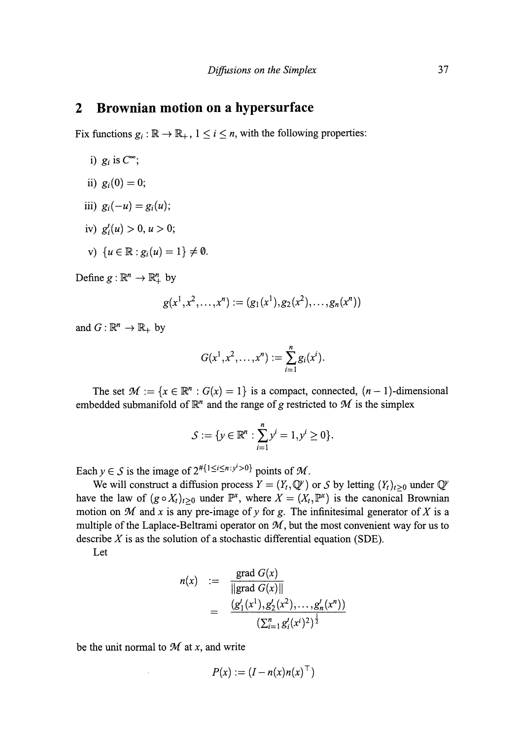## 2 Brownian motion on a hypersurface

Fix functions $g_i : \mathbb{R} \to \mathbb{R}_+$, $1 \le i \le n$, with the following properties:

i) $g_i$ is $C^\infty$;

ii) $g_i(0) = 0$;

iii) $g_i(-u) = g_i(u)$;

iv) $g_i'(u) > 0$, $u > 0$;

v) $\{u \in \mathbb{R} : g_i(u) = 1\} \neq \emptyset$.

Define $g : \mathbb{R}^n \to \mathbb{R}_+^n$ by

$$g(x^1, x^2, \ldots, x^n) := (g_1(x^1), g_2(x^2), \ldots, g_n(x^n))$$

and $G : \mathbb{R}^n \to \mathbb{R}_+$ by

$$G(x^1, x^2, \ldots, x^n) := \sum_{i=1}^n g_i(x^i).$$

The set $\mathcal{M} := \{x \in \mathbb{R}^n : G(x) = 1\}$ is a compact, connected, $(n-1)$-dimensional embedded submanifold of $\mathbb{R}^n$ and the range of $g$ restricted to $\mathcal{M}$ is the simplex

$$\mathcal{S} := \{y \in \mathbb{R}^n : \sum_{i=1}^n y^i = 1, y^i \ge 0\}.$$

Each $y \in \mathcal{S}$ is the image of $2^{\#\{1 \le i \le n : y^i > 0\}}$ points of $\mathcal{M}$.

We will construct a diffusion process $Y = (Y_t, \mathbb{Q}^y)$ or $\mathcal{S}$ by letting $(Y_t)_{t \ge 0}$ under $\mathbb{Q}^y$ have the law of $(g \circ X_t)_{t \ge 0}$ under $\mathbb{P}^x$, where $X = (X_t, \mathbb{P}^x)$ is the canonical Brownian motion on $\mathcal{M}$ and $x$ is any pre-image of $y$ for $g$. The infinitesimal generator of $X$ is a multiple of the Laplace-Beltrami operator on $\mathcal{M}$, but the most convenient way for us to describe $X$ is as the solution of a stochastic differential equation (SDE).

Let

$$\begin{aligned} n(x) &:= \frac{\text{grad } G(x)}{\|\text{grad } G(x)\|} \\ &= \frac{(g_1'(x^1), g_2'(x^2), \ldots, g_n'(x^n))}{(\sum_{i=1}^n g_i'(x^i)^2)^{\frac{1}{2}}} \end{aligned}$$

be the unit normal to $\mathcal{M}$ at $x$, and write

$$P(x) := (I - n(x)n(x)^\top)$$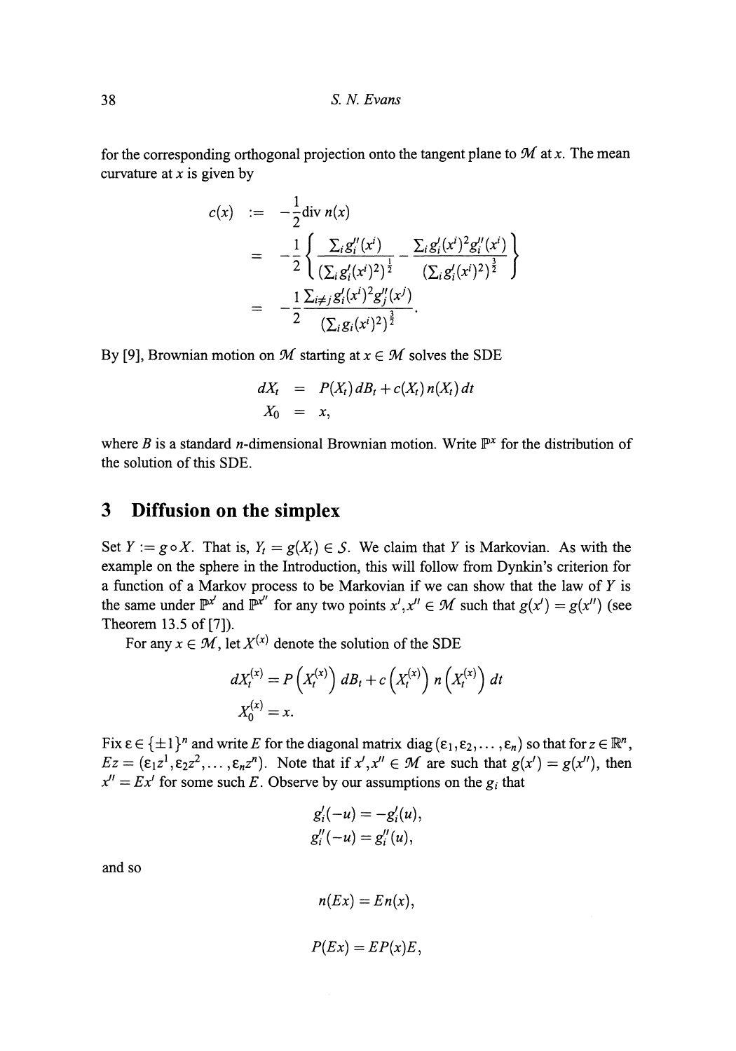for the corresponding orthogonal projection onto the tangent plane to $\mathcal{M}$ at $x$. The mean curvature at $x$ is given by

$$
\begin{aligned}
c(x) &:= -\frac{1}{2}\operatorname{div} n(x) \\
&= -\frac{1}{2}\left\{\frac{\sum_i g_i''(x^i)}{(\sum_i g_i'(x^i)^2)^{\frac{1}{2}}} - \frac{\sum_i g_i'(x^i)^2 g_i''(x^i)}{(\sum_i g_i'(x^i)^2)^{\frac{3}{2}}}\right\} \\
&= -\frac{1}{2}\frac{\sum_{i\neq j} g_i'(x^i)^2 g_j''(x^j)}{(\sum_i g_i(x^i)^2)^{\frac{3}{2}}}.
\end{aligned}
$$

By [9], Brownian motion on $\mathcal{M}$ starting at $x \in \mathcal{M}$ solves the SDE

$$
\begin{aligned}
dX_t &= P(X_t)\,dB_t + c(X_t)\,n(X_t)\,dt \\
X_0 &= x,
\end{aligned}
$$

where $B$ is a standard $n$-dimensional Brownian motion. Write $\mathbb{P}^x$ for the distribution of the solution of this SDE.

## 3 Diffusion on the simplex

Set $Y := g \circ X$. That is, $Y_t = g(X_t) \in \mathcal{S}$. We claim that $Y$ is Markovian. As with the example on the sphere in the Introduction, this will follow from Dynkin's criterion for a function of a Markov process to be Markovian if we can show that the law of $Y$ is the same under $\mathbb{P}^{x'}$ and $\mathbb{P}^{x''}$ for any two points $x', x'' \in \mathcal{M}$ such that $g(x') = g(x'')$ (see Theorem 13.5 of [7]).

For any $x \in \mathcal{M}$, let $X^{(x)}$ denote the solution of the SDE

$$
\begin{aligned}
dX_t^{(x)} &= P\left(X_t^{(x)}\right) dB_t + c\left(X_t^{(x)}\right) n\left(X_t^{(x)}\right) dt \\
X_0^{(x)} &= x.
\end{aligned}
$$

Fix $\varepsilon \in \{\pm 1\}^n$ and write $E$ for the diagonal matrix $\operatorname{diag}(\varepsilon_1, \varepsilon_2, \ldots, \varepsilon_n)$ so that for $z \in \mathbb{R}^n$, $Ez = (\varepsilon_1 z^1, \varepsilon_2 z^2, \ldots, \varepsilon_n z^n)$. Note that if $x', x'' \in \mathcal{M}$ are such that $g(x') = g(x'')$, then $x'' = Ex'$ for some such $E$. Observe by our assumptions on the $g_i$ that

$$
\begin{aligned}
g_i'(-u) &= -g_i'(u), \\
g_i''(-u) &= g_i''(u),
\end{aligned}
$$

and so

$$
n(Ex) = En(x),
$$

$$
P(Ex) = EP(x)E,
$$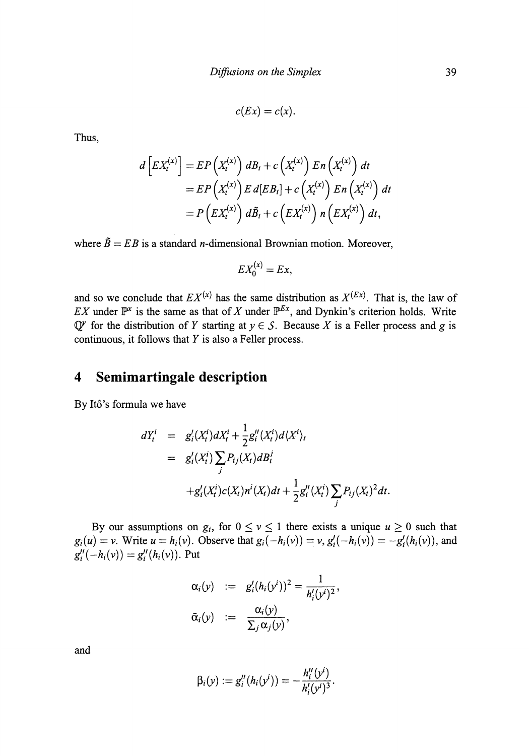$$c(Ex) = c(x).$$

Thus,

$$\begin{aligned}
d\left[EX_t^{(x)}\right] &= EP\left(X_t^{(x)}\right) dB_t + c\left(X_t^{(x)}\right) En\left(X_t^{(x)}\right) dt \\
&= EP\left(X_t^{(x)}\right) E\, d[EB_t] + c\left(X_t^{(x)}\right) En\left(X_t^{(x)}\right) dt \\
&= P\left(EX_t^{(x)}\right) d\tilde{B}_t + c\left(EX_t^{(x)}\right) n\left(EX_t^{(x)}\right) dt,
\end{aligned}$$

where $\tilde{B} = EB$ is a standard $n$-dimensional Brownian motion. Moreover,

$$EX_0^{(x)} = Ex,$$

and so we conclude that $EX^{(x)}$ has the same distribution as $X^{(Ex)}$. That is, the law of $EX$ under $\mathbb{P}^x$ is the same as that of $X$ under $\mathbb{P}^{Ex}$, and Dynkin's criterion holds. Write $\mathbb{Q}^y$ for the distribution of $Y$ starting at $y \in \mathcal{S}$. Because $X$ is a Feller process and $g$ is continuous, it follows that $Y$ is also a Feller process.

## 4 Semimartingale description

By Itô's formula we have

$$\begin{aligned}
dY_t^i &= g_i'(X_t^i) dX_t^i + \frac{1}{2} g_i''(X_t^i) d\langle X^i \rangle_t \\
&= g_i'(X_t^i) \sum_j P_{ij}(X_t) dB_t^j \\
&\quad + g_i'(X_t^i) c(X_t) n^i(X_t) dt + \frac{1}{2} g_i''(X_t^i) \sum_j P_{ij}(X_t)^2 dt.
\end{aligned}$$

By our assumptions on $g_i$, for $0 \leq v \leq 1$ there exists a unique $u \geq 0$ such that $g_i(u) = v$. Write $u = h_i(v)$. Observe that $g_i(-h_i(v)) = v$, $g_i'(-h_i(v)) = -g_i'(h_i(v))$, and $g_i''(-h_i(v)) = g_i''(h_i(v))$. Put

$$\begin{aligned}
\alpha_i(y) &:= g_i'(h_i(y^i))^2 = \frac{1}{h_i'(y^i)^2}, \\
\bar{\alpha}_i(y) &:= \frac{\alpha_i(y)}{\sum_j \alpha_j(y)},
\end{aligned}$$

and

$$\beta_i(y) := g_i''(h_i(y^i)) = -\frac{h_i''(y^i)}{h_i'(y^i)^3}.$$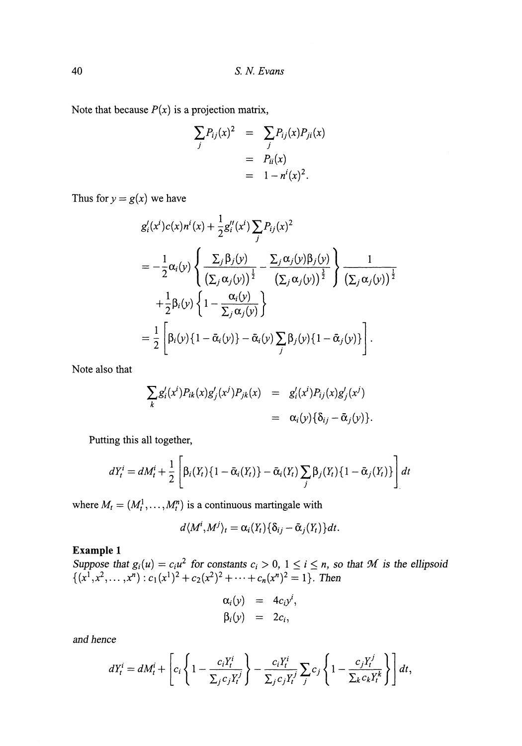Note that because $P(x)$ is a projection matrix,

$$
\begin{aligned}
\sum_j P_{ij}(x)^2 &= \sum_j P_{ij}(x)P_{ji}(x) \\
&= P_{ii}(x) \\
&= 1 - n^i(x)^2.
\end{aligned}
$$

Thus for $y = g(x)$ we have

$$
\begin{aligned}
& g_i'(x^i)c(x)n^i(x) + \frac{1}{2}g_i''(x^i)\sum_j P_{ij}(x)^2 \\
&= -\frac{1}{2}\alpha_i(y)\left\{\frac{\sum_j \beta_j(y)}{(\sum_j \alpha_j(y))^{\frac{1}{2}}} - \frac{\sum_j \alpha_j(y)\beta_j(y)}{(\sum_j \alpha_j(y))^{\frac{3}{2}}}\right\}\frac{1}{(\sum_j \alpha_j(y))^{\frac{1}{2}}} \\
&\quad + \frac{1}{2}\beta_i(y)\left\{1 - \frac{\alpha_i(y)}{\sum_j \alpha_j(y)}\right\} \\
&= \frac{1}{2}\left[\beta_i(y)\{1 - \bar{\alpha}_i(y)\} - \bar{\alpha}_i(y)\sum_j \beta_j(y)\{1 - \bar{\alpha}_j(y)\}\right].
\end{aligned}
$$

Note also that

$$
\begin{aligned}
\sum_k g_i'(x^i)P_{ik}(x)g_j'(x^j)P_{jk}(x) &= g_i'(x^i)P_{ij}(x)g_j'(x^j) \\
&= \alpha_i(y)\{\delta_{ij} - \bar{\alpha}_j(y)\}.
\end{aligned}
$$

Putting this all together,

$$
dY_t^i = dM_t^i + \frac{1}{2}\left[\beta_i(Y_t)\{1 - \bar{\alpha}_i(Y_t)\} - \bar{\alpha}_i(Y_t)\sum_j \beta_j(Y_t)\{1 - \bar{\alpha}_j(Y_t)\}\right]dt
$$

where $M_t = (M_t^1, \ldots, M_t^n)$ is a continuous martingale with

$$
d\langle M^i, M^j\rangle_t = \alpha_i(Y_t)\{\delta_{ij} - \bar{\alpha}_j(Y_t)\}dt.
$$

**Example 1**

*Suppose that $g_i(u) = c_i u^2$ for constants $c_i > 0$, $1 \le i \le n$, so that $\mathcal{M}$ is the ellipsoid $\{(x^1, x^2, \ldots, x^n) : c_1(x^1)^2 + c_2(x^2)^2 + \cdots + c_n(x^n)^2 = 1\}$. Then*

$$
\begin{aligned}
\alpha_i(y) &= 4c_i y^i, \\
\beta_i(y) &= 2c_i,
\end{aligned}
$$

*and hence*

$$
dY_t^i = dM_t^i + \left[c_i\left\{1 - \frac{c_i Y_t^i}{\sum_j c_j Y_t^j}\right\} - \frac{c_i Y_t^i}{\sum_j c_j Y_t^j}\sum_j c_j\left\{1 - \frac{c_j Y_t^j}{\sum_k c_k Y_t^k}\right\}\right]dt,
$$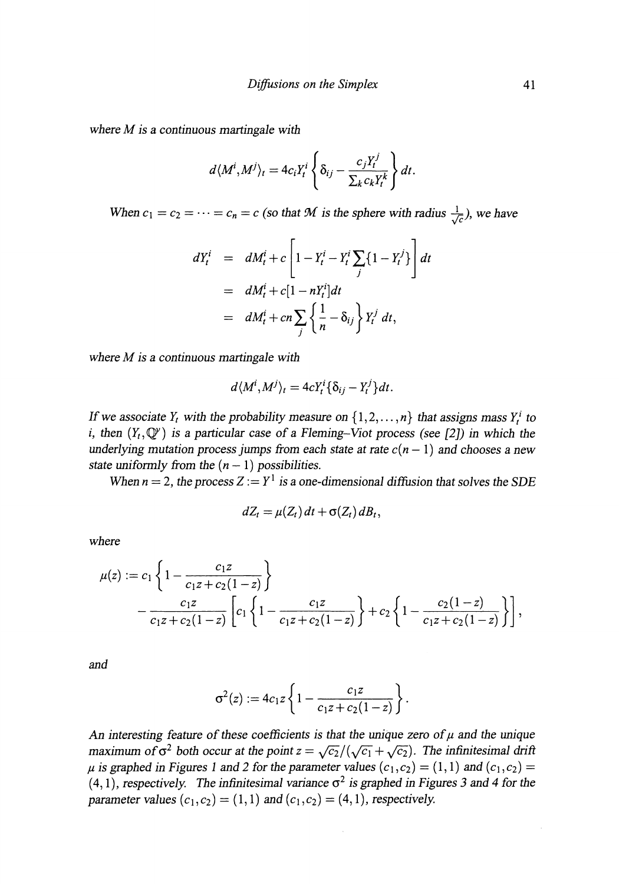where $M$ is a continuous martingale with

$$d\langle M^i, M^j \rangle_t = 4c_i Y_t^i \left\{ \delta_{ij} - \frac{c_j Y_t^j}{\sum_k c_k Y_t^k} \right\} dt.$$

When $c_1 = c_2 = \cdots = c_n = c$ (so that $\mathcal{M}$ is the sphere with radius $\frac{1}{\sqrt{c}}$), we have

$$\begin{aligned}
dY_t^i &= dM_t^i + c\left[1 - Y_t^i - Y_t^i \sum_j \{1 - Y_t^j\}\right] dt \\
&= dM_t^i + c[1 - nY_t^i] dt \\
&= dM_t^i + cn \sum_j \left\{\frac{1}{n} - \delta_{ij}\right\} Y_t^j \, dt,
\end{aligned}$$

where $M$ is a continuous martingale with

$$d\langle M^i, M^j \rangle_t = 4cY_t^i \{\delta_{ij} - Y_t^j\} dt.$$

*If we associate $Y_t$ with the probability measure on $\{1, 2, \ldots, n\}$ that assigns mass $Y_t^i$ to $i$, then $(Y_t, \mathbb{Q}^y)$ is a particular case of a Fleming–Viot process (see [2]) in which the underlying mutation process jumps from each state at rate $c(n-1)$ and chooses a new state uniformly from the $(n-1)$ possibilities.*

When $n = 2$, the process $Z := Y^1$ is a one-dimensional diffusion that solves the SDE

$$dZ_t = \mu(Z_t)\, dt + \sigma(Z_t)\, dB_t,$$

where

$$\begin{aligned}
\mu(z) &:= c_1 \left\{1 - \frac{c_1 z}{c_1 z + c_2(1-z)}\right\} \\
&\quad - \frac{c_1 z}{c_1 z + c_2(1-z)} \left[c_1 \left\{1 - \frac{c_1 z}{c_1 z + c_2(1-z)}\right\} + c_2 \left\{1 - \frac{c_2(1-z)}{c_1 z + c_2(1-z)}\right\}\right],
\end{aligned}$$

and

$$\sigma^2(z) := 4c_1 z \left\{1 - \frac{c_1 z}{c_1 z + c_2(1-z)}\right\}.$$

*An interesting feature of these coefficients is that the unique zero of $\mu$ and the unique maximum of $\sigma^2$ both occur at the point $z = \sqrt{c_2}/(\sqrt{c_1} + \sqrt{c_2})$. The infinitesimal drift $\mu$ is graphed in Figures 1 and 2 for the parameter values $(c_1, c_2) = (1, 1)$ and $(c_1, c_2) = (4, 1)$, respectively. The infinitesimal variance $\sigma^2$ is graphed in Figures 3 and 4 for the parameter values $(c_1, c_2) = (1, 1)$ and $(c_1, c_2) = (4, 1)$, respectively.*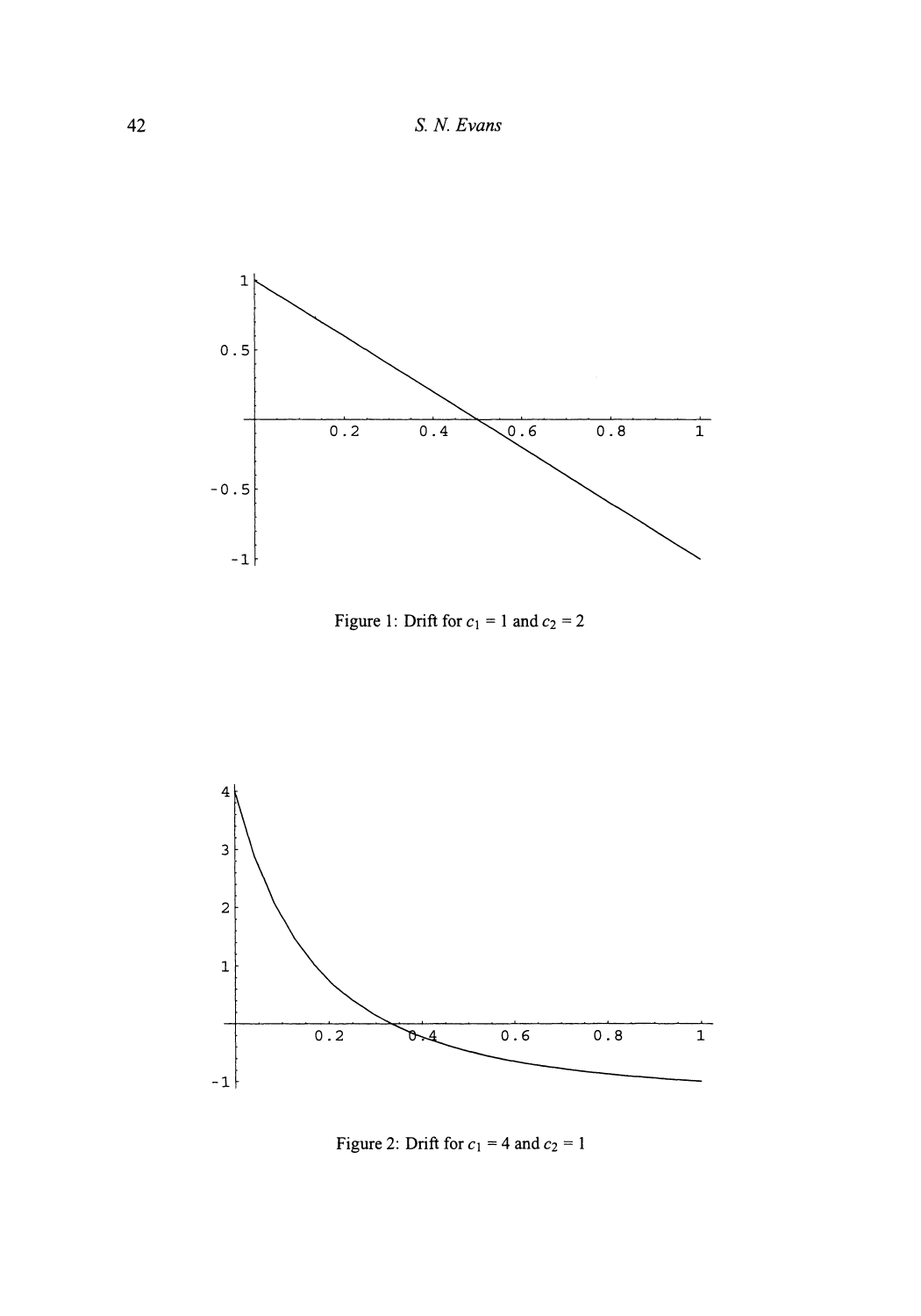Figure 1: Drift for $c_1 = 1$ and $c_2 = 2$

Figure 2: Drift for $c_1 = 4$ and $c_2 = 1$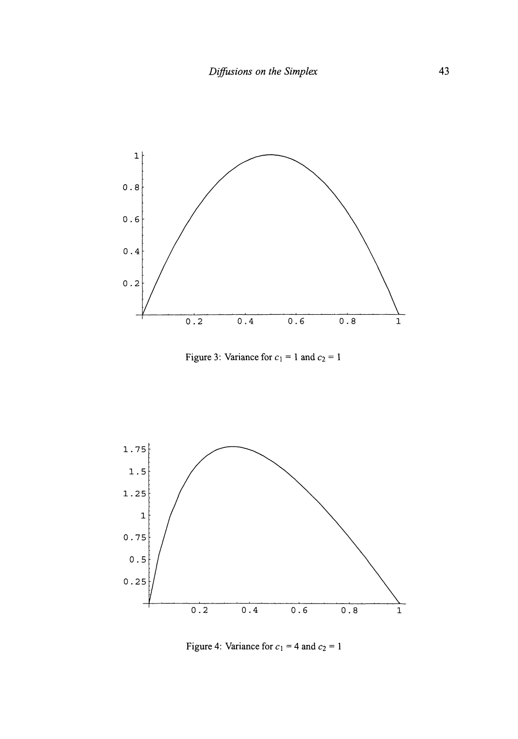Figure 3: Variance for $c_1 = 1$ and $c_2 = 1$

Figure 4: Variance for $c_1 = 4$ and $c_2 = 1$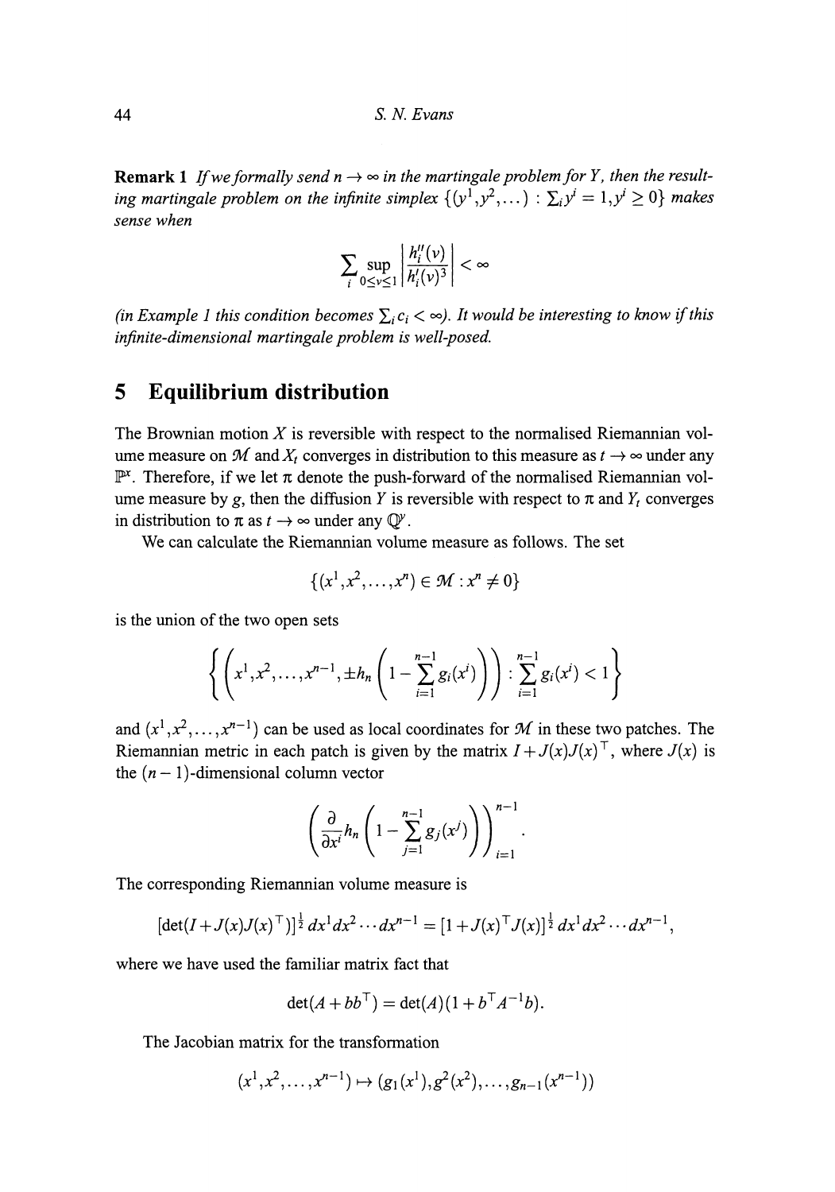**Remark 1** *If we formally send $n \to \infty$ in the martingale problem for $Y$, then the resulting martingale problem on the infinite simplex $\{(y^1, y^2, \dots) : \sum_i y^i = 1, y^i \geq 0\}$ makes sense when*

$$\sum_i \sup_{0 \leq v \leq 1} \left| \frac{h_i''(v)}{h_i'(v)^3} \right| < \infty$$

*(in Example 1 this condition becomes $\sum_i c_i < \infty$). It would be interesting to know if this infinite-dimensional martingale problem is well-posed.*

## 5 Equilibrium distribution

The Brownian motion $X$ is reversible with respect to the normalised Riemannian volume measure on $\mathcal{M}$ and $X_t$ converges in distribution to this measure as $t \to \infty$ under any $\mathbb{P}^x$. Therefore, if we let $\pi$ denote the push-forward of the normalised Riemannian volume measure by $g$, then the diffusion $Y$ is reversible with respect to $\pi$ and $Y_t$ converges in distribution to $\pi$ as $t \to \infty$ under any $\mathbb{Q}^y$.

We can calculate the Riemannian volume measure as follows. The set

$$\{(x^1, x^2, \dots, x^n) \in \mathcal{M} : x^n \neq 0\}$$

is the union of the two open sets

$$\left\{ \left( x^1, x^2, \dots, x^{n-1}, \pm h_n \left( 1 - \sum_{i=1}^{n-1} g_i(x^i) \right) \right) : \sum_{i=1}^{n-1} g_i(x^i) < 1 \right\}$$

and $(x^1, x^2, \dots, x^{n-1})$ can be used as local coordinates for $\mathcal{M}$ in these two patches. The Riemannian metric in each patch is given by the matrix $I + J(x)J(x)^\top$, where $J(x)$ is the $(n-1)$-dimensional column vector

$$\left( \frac{\partial}{\partial x^i} h_n \left( 1 - \sum_{j=1}^{n-1} g_j(x^j) \right) \right)_{i=1}^{n-1}.$$

The corresponding Riemannian volume measure is

$$[\det(I + J(x)J(x)^\top)]^{\frac{1}{2}} \, dx^1 dx^2 \cdots dx^{n-1} = [1 + J(x)^\top J(x)]^{\frac{1}{2}} \, dx^1 dx^2 \cdots dx^{n-1},$$

where we have used the familiar matrix fact that

$$\det(A + bb^\top) = \det(A)(1 + b^\top A^{-1} b).$$

The Jacobian matrix for the transformation

$$(x^1, x^2, \dots, x^{n-1}) \mapsto (g_1(x^1), g^2(x^2), \dots, g_{n-1}(x^{n-1}))$$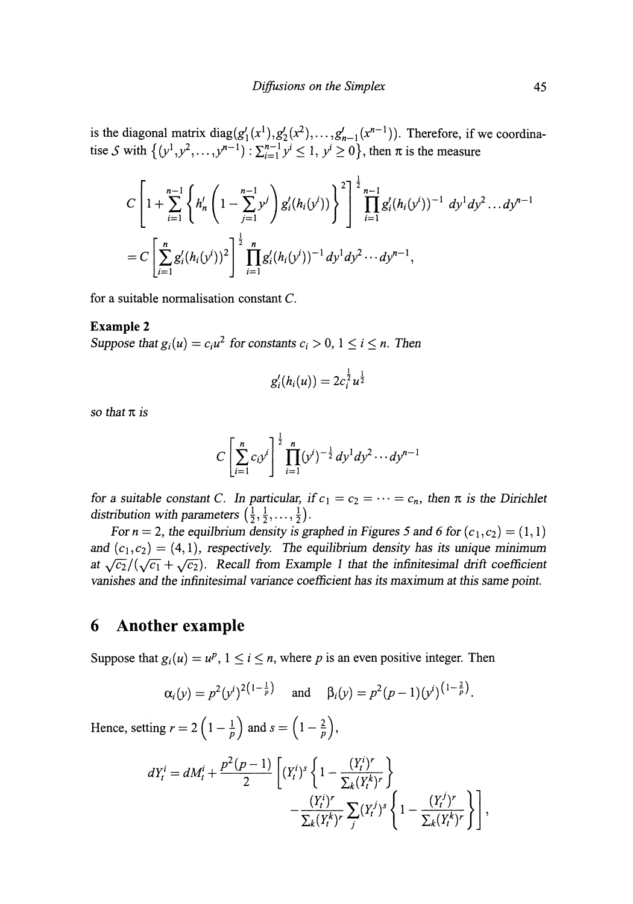is the diagonal matrix $\mathrm{diag}(g_1'(x^1), g_2'(x^2), \ldots, g_{n-1}'(x^{n-1}))$. Therefore, if we coordinatise $\mathcal{S}$ with $\{(y^1, y^2, \ldots, y^{n-1}) : \sum_{i=1}^{n-1} y^i \leq 1,\ y^i \geq 0\}$, then $\pi$ is the measure

$$
C\left[1+\sum_{i=1}^{n-1}\left\{h_n'\left(1-\sum_{j=1}^{n-1}y^j\right)g_i'(h_i(y^i))\right\}^2\right]^{\frac{1}{2}}\prod_{i=1}^{n-1}g_i'(h_i(y^i))^{-1}\,dy^1dy^2\ldots dy^{n-1}
$$

$$
= C\left[\sum_{i=1}^{n}g_i'(h_i(y^i))^2\right]^{\frac{1}{2}}\prod_{i=1}^{n}g_i'(h_i(y^i))^{-1}\,dy^1dy^2\cdots dy^{n-1},
$$

for a suitable normalisation constant $C$.

**Example 2**
*Suppose that $g_i(u) = c_i u^2$ for constants $c_i > 0$, $1 \leq i \leq n$. Then*

$$
g_i'(h_i(u)) = 2c_i^{\frac{1}{2}}u^{\frac{1}{2}}
$$

*so that $\pi$ is*

$$
C\left[\sum_{i=1}^{n}c_iy^i\right]^{\frac{1}{2}}\prod_{i=1}^{n}(y^i)^{-\frac{1}{2}}\,dy^1dy^2\cdots dy^{n-1}
$$

*for a suitable constant $C$. In particular, if $c_1 = c_2 = \cdots = c_n$, then $\pi$ is the Dirichlet distribution with parameters $\left(\frac{1}{2}, \frac{1}{2}, \ldots, \frac{1}{2}\right)$.*

*For $n = 2$, the equilibrium density is graphed in Figures 5 and 6 for $(c_1, c_2) = (1,1)$ and $(c_1, c_2) = (4,1)$, respectively. The equilibrium density has its unique minimum at $\sqrt{c_2}/(\sqrt{c_1}+\sqrt{c_2})$. Recall from Example 1 that the infinitesimal drift coefficient vanishes and the infinitesimal variance coefficient has its maximum at this same point.*

# 6 Another example

Suppose that $g_i(u) = u^p$, $1 \leq i \leq n$, where $p$ is an even positive integer. Then

$$
\alpha_i(y) = p^2(y^i)^{2\left(1-\frac{1}{p}\right)} \quad \text{and} \quad \beta_i(y) = p^2(p-1)(y^i)^{\left(1-\frac{2}{p}\right)}.
$$

Hence, setting $r = 2\left(1-\frac{1}{p}\right)$ and $s = \left(1-\frac{2}{p}\right)$,

$$
dY_t^i = dM_t^i + \frac{p^2(p-1)}{2}\left[(Y_t^i)^s\left\{1-\frac{(Y_t^i)^r}{\sum_k (Y_t^k)^r}\right\} - \frac{(Y_t^i)^r}{\sum_k (Y_t^k)^r}\sum_j (Y_t^j)^s\left\{1-\frac{(Y_t^j)^r}{\sum_k (Y_t^k)^r}\right\}\right],
$$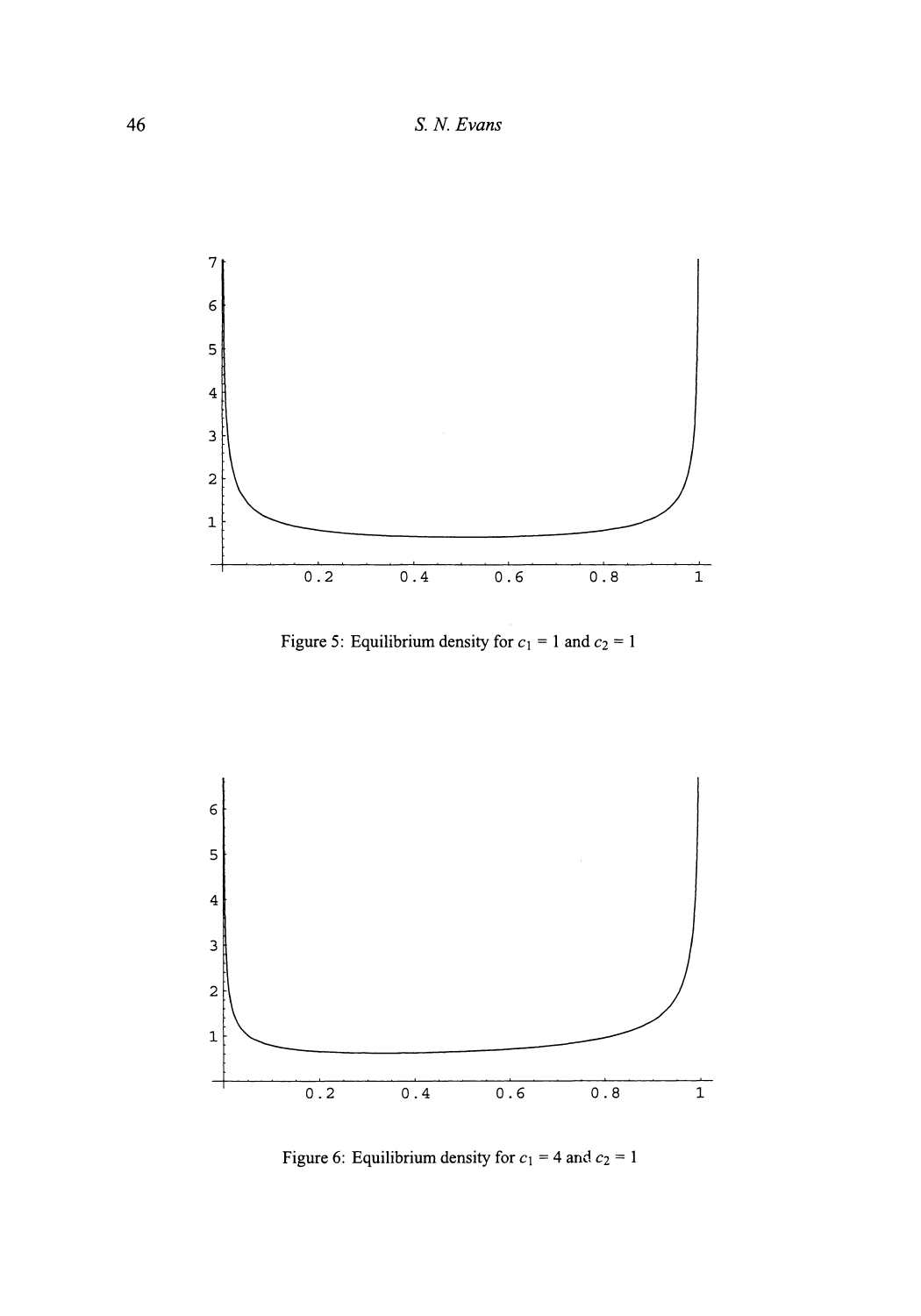Figure 5: Equilibrium density for $c_1 = 1$ and $c_2 = 1$

Figure 6: Equilibrium density for $c_1 = 4$ and $c_2 = 1$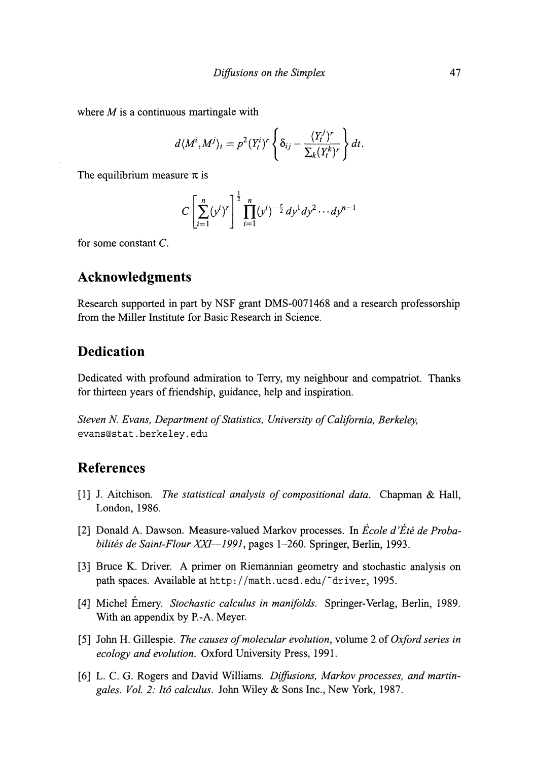where $M$ is a continuous martingale with

$$d\langle M^i, M^j \rangle_t = p^2 (Y_t^i)^r \left\{ \delta_{ij} - \frac{(Y_t^j)^r}{\sum_k (Y_t^k)^r} \right\} dt.$$

The equilibrium measure $\pi$ is

$$C \left[ \sum_{i=1}^n (y^i)^r \right]^{\frac{1}{2}} \prod_{i=1}^n (y^i)^{-\frac{r}{2}} \, dy^1 dy^2 \cdots dy^{n-1}$$

for some constant $C$.

## Acknowledgments

Research supported in part by NSF grant DMS-0071468 and a research professorship from the Miller Institute for Basic Research in Science.

## Dedication

Dedicated with profound admiration to Terry, my neighbour and compatriot. Thanks for thirteen years of friendship, guidance, help and inspiration.

*Steven N. Evans, Department of Statistics, University of California, Berkeley,*
`evans@stat.berkeley.edu`

## References

[1] J. Aitchison. *The statistical analysis of compositional data.* Chapman & Hall, London, 1986.

[2] Donald A. Dawson. Measure-valued Markov processes. In *École d'Été de Probabilités de Saint-Flour XXI—1991*, pages 1–260. Springer, Berlin, 1993.

[3] Bruce K. Driver. A primer on Riemannian geometry and stochastic analysis on path spaces. Available at `http://math.ucsd.edu/~driver`, 1995.

[4] Michel Émery. *Stochastic calculus in manifolds.* Springer-Verlag, Berlin, 1989. With an appendix by P.-A. Meyer.

[5] John H. Gillespie. *The causes of molecular evolution*, volume 2 of *Oxford series in ecology and evolution.* Oxford University Press, 1991.

[6] L. C. G. Rogers and David Williams. *Diffusions, Markov processes, and martingales. Vol. 2: Itô calculus.* John Wiley & Sons Inc., New York, 1987.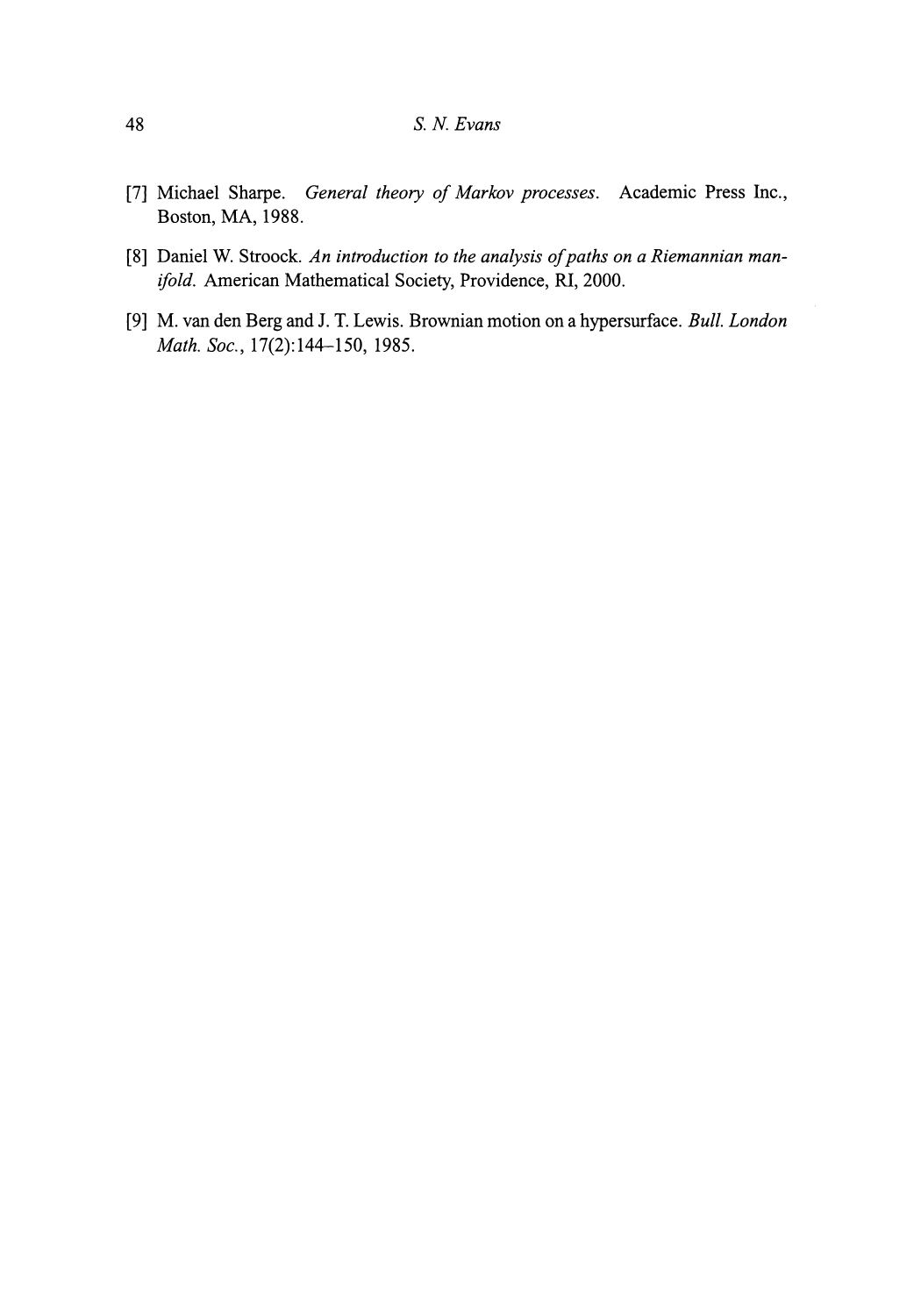[7] Michael Sharpe. *General theory of Markov processes.* Academic Press Inc., Boston, MA, 1988.

[8] Daniel W. Stroock. *An introduction to the analysis of paths on a Riemannian manifold.* American Mathematical Society, Providence, RI, 2000.

[9] M. van den Berg and J. T. Lewis. Brownian motion on a hypersurface. *Bull. London Math. Soc.*, 17(2):144–150, 1985.